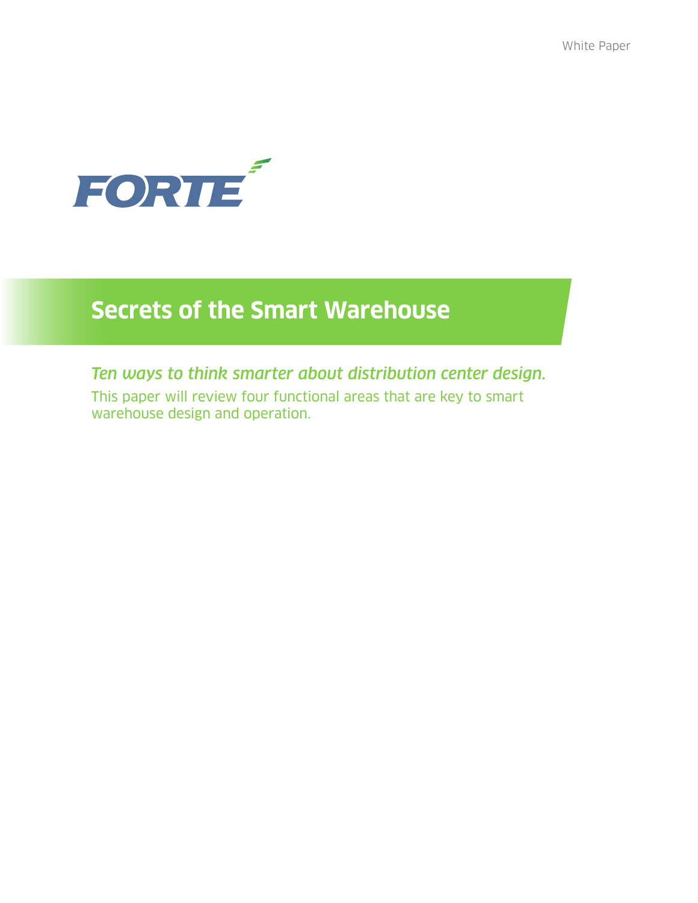White Paper

FORTE

# Secrets of the Smart Warehouse

*Ten ways to think smarter about distribution center design.*

This paper will review four functional areas that are key to smart warehouse design and operation.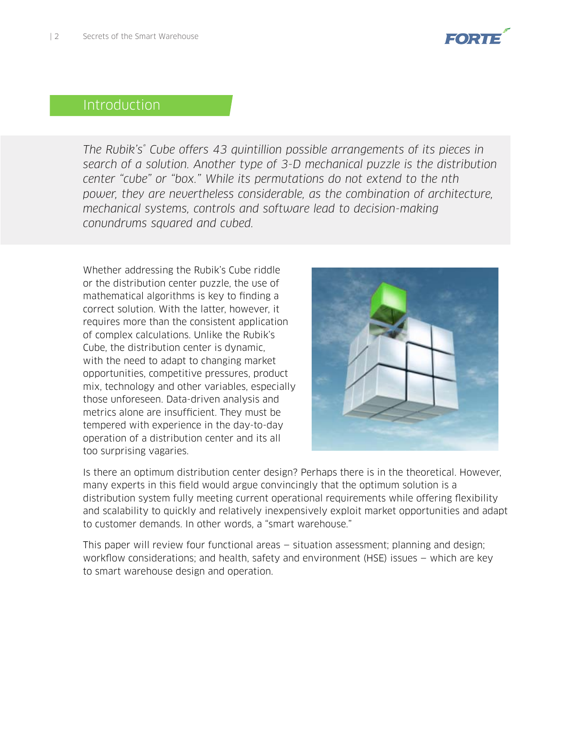## Introduction

*The Rubik's® Cube offers 43 quintillion possible arrangements of its pieces in search of a solution. Another type of 3-D mechanical puzzle is the distribution center "cube" or "box." While its permutations do not extend to the nth power, they are nevertheless considerable, as the combination of architecture, mechanical systems, controls and software lead to decision-making conundrums squared and cubed.*

Whether addressing the Rubik's Cube riddle or the distribution center puzzle, the use of mathematical algorithms is key to finding a correct solution. With the latter, however, it requires more than the consistent application of complex calculations. Unlike the Rubik's Cube, the distribution center is dynamic, with the need to adapt to changing market opportunities, competitive pressures, product mix, technology and other variables, especially those unforeseen. Data-driven analysis and metrics alone are insufficient. They must be tempered with experience in the day-to-day operation of a distribution center and its all too surprising vagaries.

Is there an optimum distribution center design? Perhaps there is in the theoretical. However, many experts in this field would argue convincingly that the optimum solution is a distribution system fully meeting current operational requirements while offering flexibility and scalability to quickly and relatively inexpensively exploit market opportunities and adapt to customer demands. In other words, a "smart warehouse."

This paper will review four functional areas – situation assessment; planning and design; workflow considerations; and health, safety and environment (HSE) issues – which are key to smart warehouse design and operation.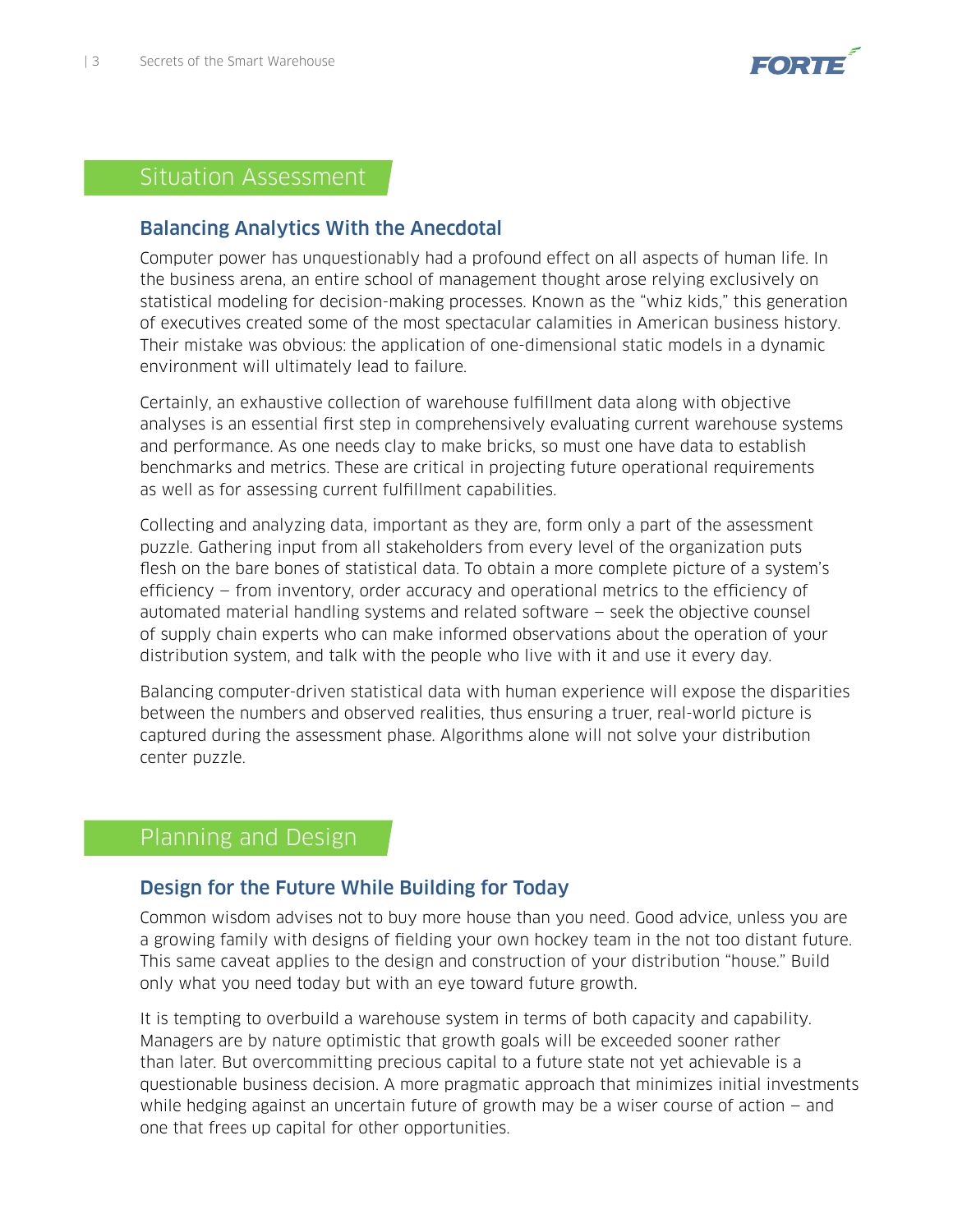## Situation Assessment

### Balancing Analytics With the Anecdotal

Computer power has unquestionably had a profound effect on all aspects of human life. In the business arena, an entire school of management thought arose relying exclusively on statistical modeling for decision-making processes. Known as the "whiz kids," this generation of executives created some of the most spectacular calamities in American business history. Their mistake was obvious: the application of one-dimensional static models in a dynamic environment will ultimately lead to failure.

Certainly, an exhaustive collection of warehouse fulfillment data along with objective analyses is an essential first step in comprehensively evaluating current warehouse systems and performance. As one needs clay to make bricks, so must one have data to establish benchmarks and metrics. These are critical in projecting future operational requirements as well as for assessing current fulfillment capabilities.

Collecting and analyzing data, important as they are, form only a part of the assessment puzzle. Gathering input from all stakeholders from every level of the organization puts flesh on the bare bones of statistical data. To obtain a more complete picture of a system's efficiency — from inventory, order accuracy and operational metrics to the efficiency of automated material handling systems and related software — seek the objective counsel of supply chain experts who can make informed observations about the operation of your distribution system, and talk with the people who live with it and use it every day.

Balancing computer-driven statistical data with human experience will expose the disparities between the numbers and observed realities, thus ensuring a truer, real-world picture is captured during the assessment phase. Algorithms alone will not solve your distribution center puzzle.

## Planning and Design

### Design for the Future While Building for Today

Common wisdom advises not to buy more house than you need. Good advice, unless you are a growing family with designs of fielding your own hockey team in the not too distant future. This same caveat applies to the design and construction of your distribution "house." Build only what you need today but with an eye toward future growth.

It is tempting to overbuild a warehouse system in terms of both capacity and capability. Managers are by nature optimistic that growth goals will be exceeded sooner rather than later. But overcommitting precious capital to a future state not yet achievable is a questionable business decision. A more pragmatic approach that minimizes initial investments while hedging against an uncertain future of growth may be a wiser course of action — and one that frees up capital for other opportunities.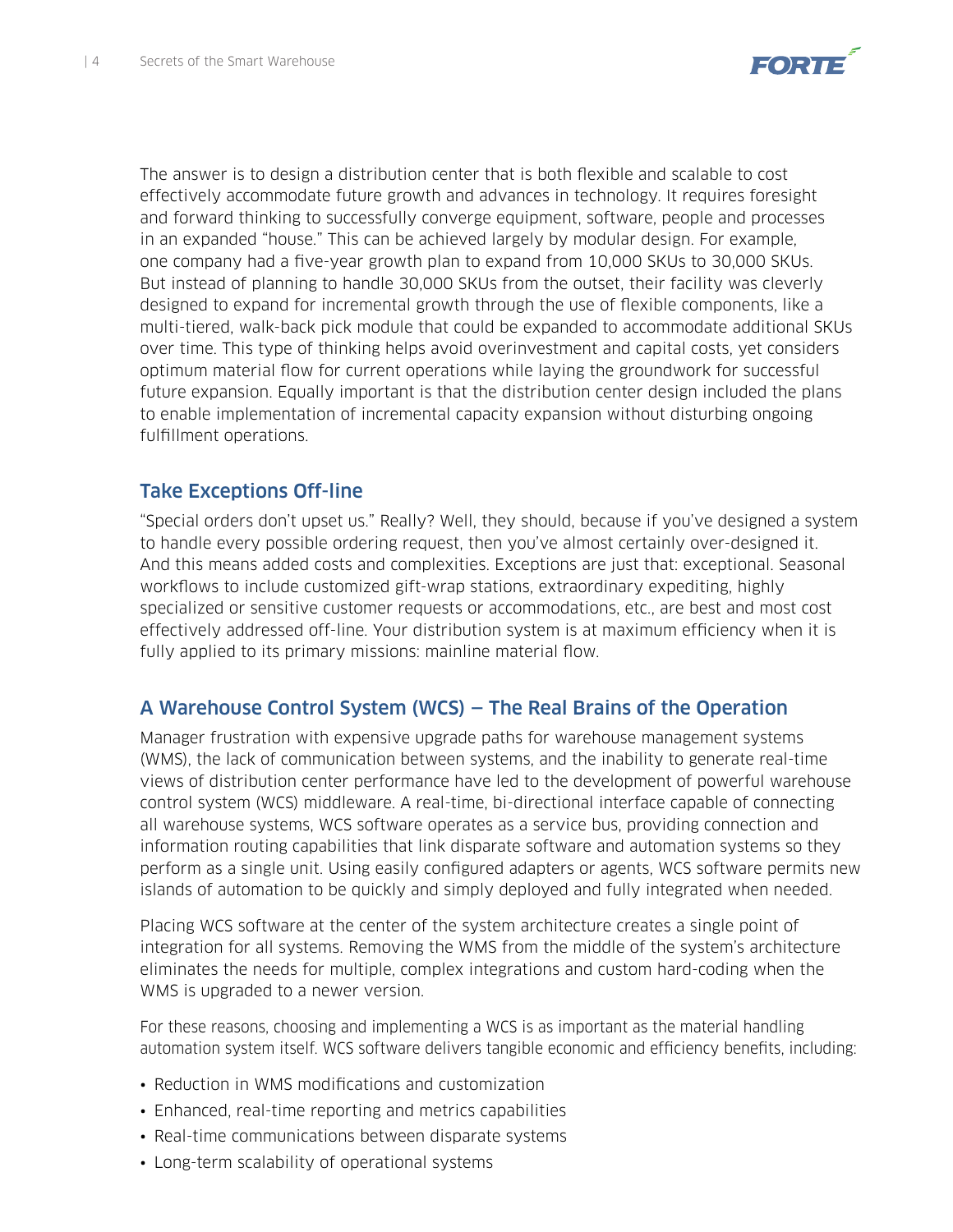The answer is to design a distribution center that is both flexible and scalable to cost effectively accommodate future growth and advances in technology. It requires foresight and forward thinking to successfully converge equipment, software, people and processes in an expanded "house." This can be achieved largely by modular design. For example, one company had a five-year growth plan to expand from 10,000 SKUs to 30,000 SKUs. But instead of planning to handle 30,000 SKUs from the outset, their facility was cleverly designed to expand for incremental growth through the use of flexible components, like a multi-tiered, walk-back pick module that could be expanded to accommodate additional SKUs over time. This type of thinking helps avoid overinvestment and capital costs, yet considers optimum material flow for current operations while laying the groundwork for successful future expansion. Equally important is that the distribution center design included the plans to enable implementation of incremental capacity expansion without disturbing ongoing fulfillment operations.

## Take Exceptions Off-line

"Special orders don't upset us." Really? Well, they should, because if you've designed a system to handle every possible ordering request, then you've almost certainly over-designed it. And this means added costs and complexities. Exceptions are just that: exceptional. Seasonal workflows to include customized gift-wrap stations, extraordinary expediting, highly specialized or sensitive customer requests or accommodations, etc., are best and most cost effectively addressed off-line. Your distribution system is at maximum efficiency when it is fully applied to its primary missions: mainline material flow.

## A Warehouse Control System (WCS) — The Real Brains of the Operation

Manager frustration with expensive upgrade paths for warehouse management systems (WMS), the lack of communication between systems, and the inability to generate real-time views of distribution center performance have led to the development of powerful warehouse control system (WCS) middleware. A real-time, bi-directional interface capable of connecting all warehouse systems, WCS software operates as a service bus, providing connection and information routing capabilities that link disparate software and automation systems so they perform as a single unit. Using easily configured adapters or agents, WCS software permits new islands of automation to be quickly and simply deployed and fully integrated when needed.

Placing WCS software at the center of the system architecture creates a single point of integration for all systems. Removing the WMS from the middle of the system's architecture eliminates the needs for multiple, complex integrations and custom hard-coding when the WMS is upgraded to a newer version.

For these reasons, choosing and implementing a WCS is as important as the material handling automation system itself. WCS software delivers tangible economic and efficiency benefits, including:

- Reduction in WMS modifications and customization
- Enhanced, real-time reporting and metrics capabilities
- Real-time communications between disparate systems
- Long-term scalability of operational systems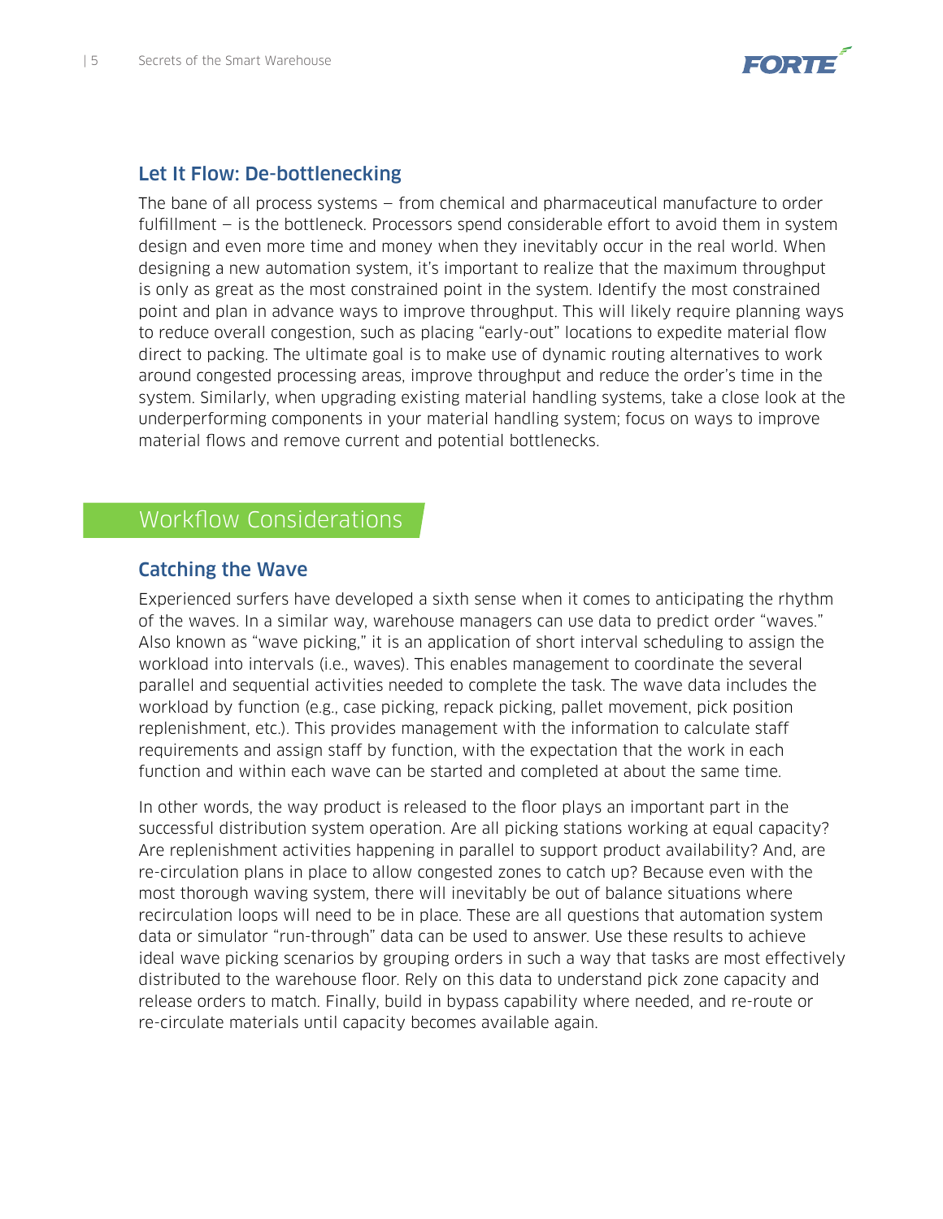### Let It Flow: De-bottlenecking

The bane of all process systems – from chemical and pharmaceutical manufacture to order fulfillment – is the bottleneck. Processors spend considerable effort to avoid them in system design and even more time and money when they inevitably occur in the real world. When designing a new automation system, it's important to realize that the maximum throughput is only as great as the most constrained point in the system. Identify the most constrained point and plan in advance ways to improve throughput. This will likely require planning ways to reduce overall congestion, such as placing "early-out" locations to expedite material flow direct to packing. The ultimate goal is to make use of dynamic routing alternatives to work around congested processing areas, improve throughput and reduce the order's time in the system. Similarly, when upgrading existing material handling systems, take a close look at the underperforming components in your material handling system; focus on ways to improve material flows and remove current and potential bottlenecks.

## Workflow Considerations

### Catching the Wave

Experienced surfers have developed a sixth sense when it comes to anticipating the rhythm of the waves. In a similar way, warehouse managers can use data to predict order "waves." Also known as "wave picking," it is an application of short interval scheduling to assign the workload into intervals (i.e., waves). This enables management to coordinate the several parallel and sequential activities needed to complete the task. The wave data includes the workload by function (e.g., case picking, repack picking, pallet movement, pick position replenishment, etc.). This provides management with the information to calculate staff requirements and assign staff by function, with the expectation that the work in each function and within each wave can be started and completed at about the same time.

In other words, the way product is released to the floor plays an important part in the successful distribution system operation. Are all picking stations working at equal capacity? Are replenishment activities happening in parallel to support product availability? And, are re-circulation plans in place to allow congested zones to catch up? Because even with the most thorough waving system, there will inevitably be out of balance situations where recirculation loops will need to be in place. These are all questions that automation system data or simulator "run-through" data can be used to answer. Use these results to achieve ideal wave picking scenarios by grouping orders in such a way that tasks are most effectively distributed to the warehouse floor. Rely on this data to understand pick zone capacity and release orders to match. Finally, build in bypass capability where needed, and re-route or re-circulate materials until capacity becomes available again.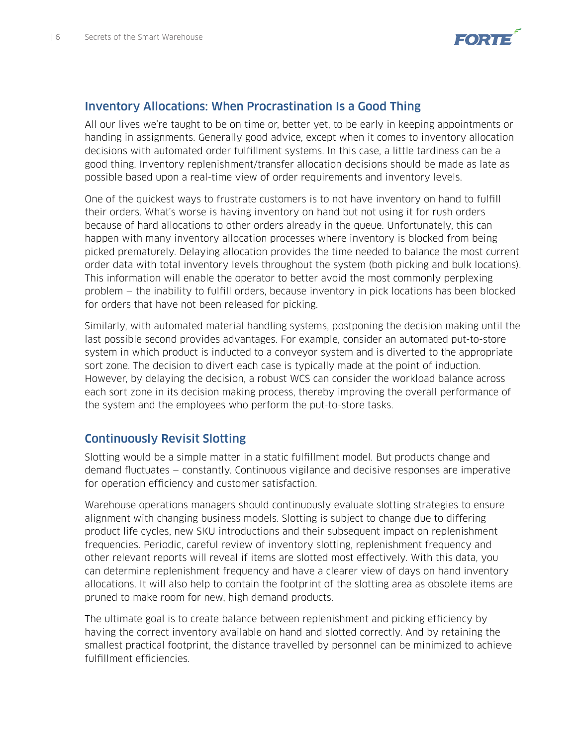## Inventory Allocations: When Procrastination Is a Good Thing

All our lives we're taught to be on time or, better yet, to be early in keeping appointments or handing in assignments. Generally good advice, except when it comes to inventory allocation decisions with automated order fulfillment systems. In this case, a little tardiness can be a good thing. Inventory replenishment/transfer allocation decisions should be made as late as possible based upon a real-time view of order requirements and inventory levels.

One of the quickest ways to frustrate customers is to not have inventory on hand to fulfill their orders. What's worse is having inventory on hand but not using it for rush orders because of hard allocations to other orders already in the queue. Unfortunately, this can happen with many inventory allocation processes where inventory is blocked from being picked prematurely. Delaying allocation provides the time needed to balance the most current order data with total inventory levels throughout the system (both picking and bulk locations). This information will enable the operator to better avoid the most commonly perplexing problem — the inability to fulfill orders, because inventory in pick locations has been blocked for orders that have not been released for picking.

Similarly, with automated material handling systems, postponing the decision making until the last possible second provides advantages. For example, consider an automated put-to-store system in which product is inducted to a conveyor system and is diverted to the appropriate sort zone. The decision to divert each case is typically made at the point of induction. However, by delaying the decision, a robust WCS can consider the workload balance across each sort zone in its decision making process, thereby improving the overall performance of the system and the employees who perform the put-to-store tasks.

## Continuously Revisit Slotting

Slotting would be a simple matter in a static fulfillment model. But products change and demand fluctuates — constantly. Continuous vigilance and decisive responses are imperative for operation efficiency and customer satisfaction.

Warehouse operations managers should continuously evaluate slotting strategies to ensure alignment with changing business models. Slotting is subject to change due to differing product life cycles, new SKU introductions and their subsequent impact on replenishment frequencies. Periodic, careful review of inventory slotting, replenishment frequency and other relevant reports will reveal if items are slotted most effectively. With this data, you can determine replenishment frequency and have a clearer view of days on hand inventory allocations. It will also help to contain the footprint of the slotting area as obsolete items are pruned to make room for new, high demand products.

The ultimate goal is to create balance between replenishment and picking efficiency by having the correct inventory available on hand and slotted correctly. And by retaining the smallest practical footprint, the distance travelled by personnel can be minimized to achieve fulfillment efficiencies.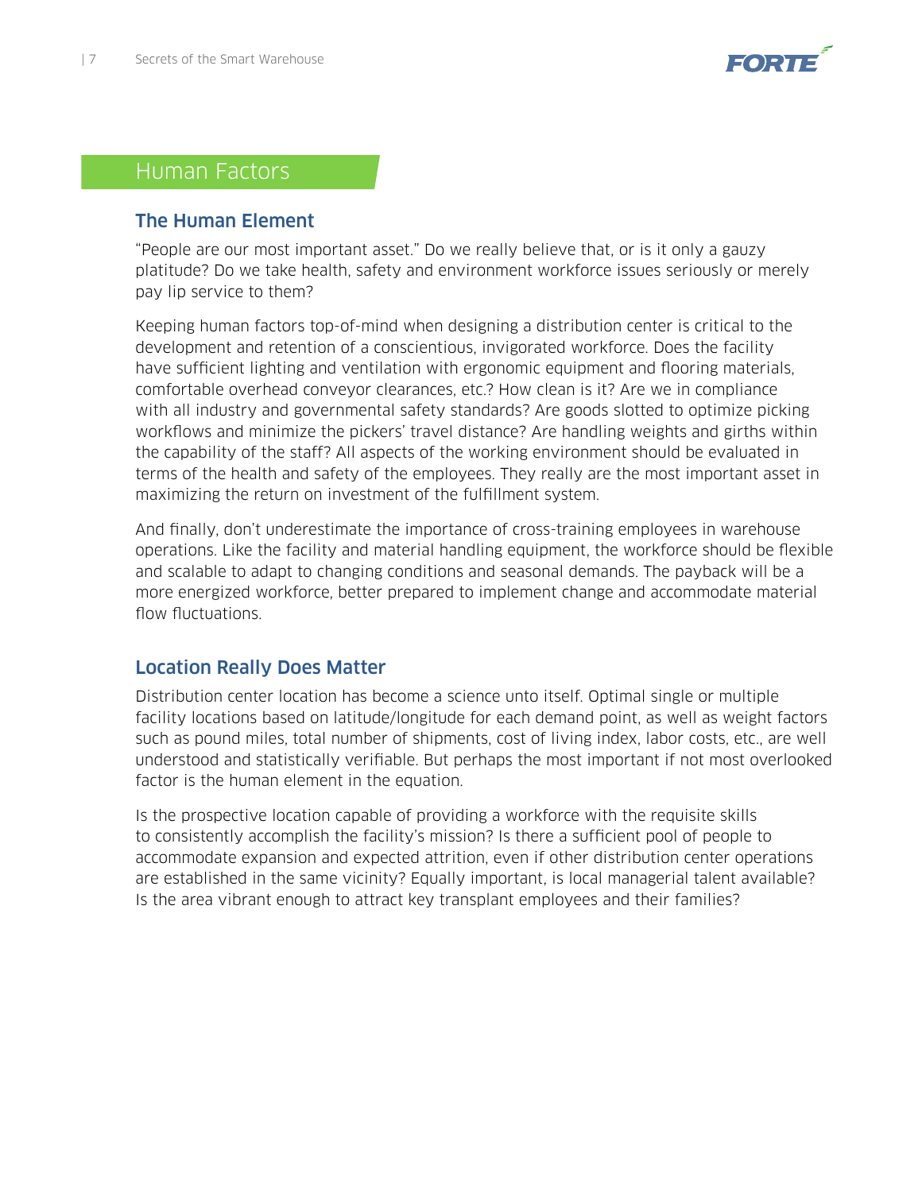# Human Factors

## The Human Element

"People are our most important asset." Do we really believe that, or is it only a gauzy platitude? Do we take health, safety and environment workforce issues seriously or merely pay lip service to them?

Keeping human factors top-of-mind when designing a distribution center is critical to the development and retention of a conscientious, invigorated workforce. Does the facility have sufficient lighting and ventilation with ergonomic equipment and flooring materials, comfortable overhead conveyor clearances, etc.? How clean is it? Are we in compliance with all industry and governmental safety standards? Are goods slotted to optimize picking workflows and minimize the pickers' travel distance? Are handling weights and girths within the capability of the staff? All aspects of the working environment should be evaluated in terms of the health and safety of the employees. They really are the most important asset in maximizing the return on investment of the fulfillment system.

And finally, don't underestimate the importance of cross-training employees in warehouse operations. Like the facility and material handling equipment, the workforce should be flexible and scalable to adapt to changing conditions and seasonal demands. The payback will be a more energized workforce, better prepared to implement change and accommodate material flow fluctuations.

## Location Really Does Matter

Distribution center location has become a science unto itself. Optimal single or multiple facility locations based on latitude/longitude for each demand point, as well as weight factors such as pound miles, total number of shipments, cost of living index, labor costs, etc., are well understood and statistically verifiable. But perhaps the most important if not most overlooked factor is the human element in the equation.

Is the prospective location capable of providing a workforce with the requisite skills to consistently accomplish the facility's mission? Is there a sufficient pool of people to accommodate expansion and expected attrition, even if other distribution center operations are established in the same vicinity? Equally important, is local managerial talent available? Is the area vibrant enough to attract key transplant employees and their families?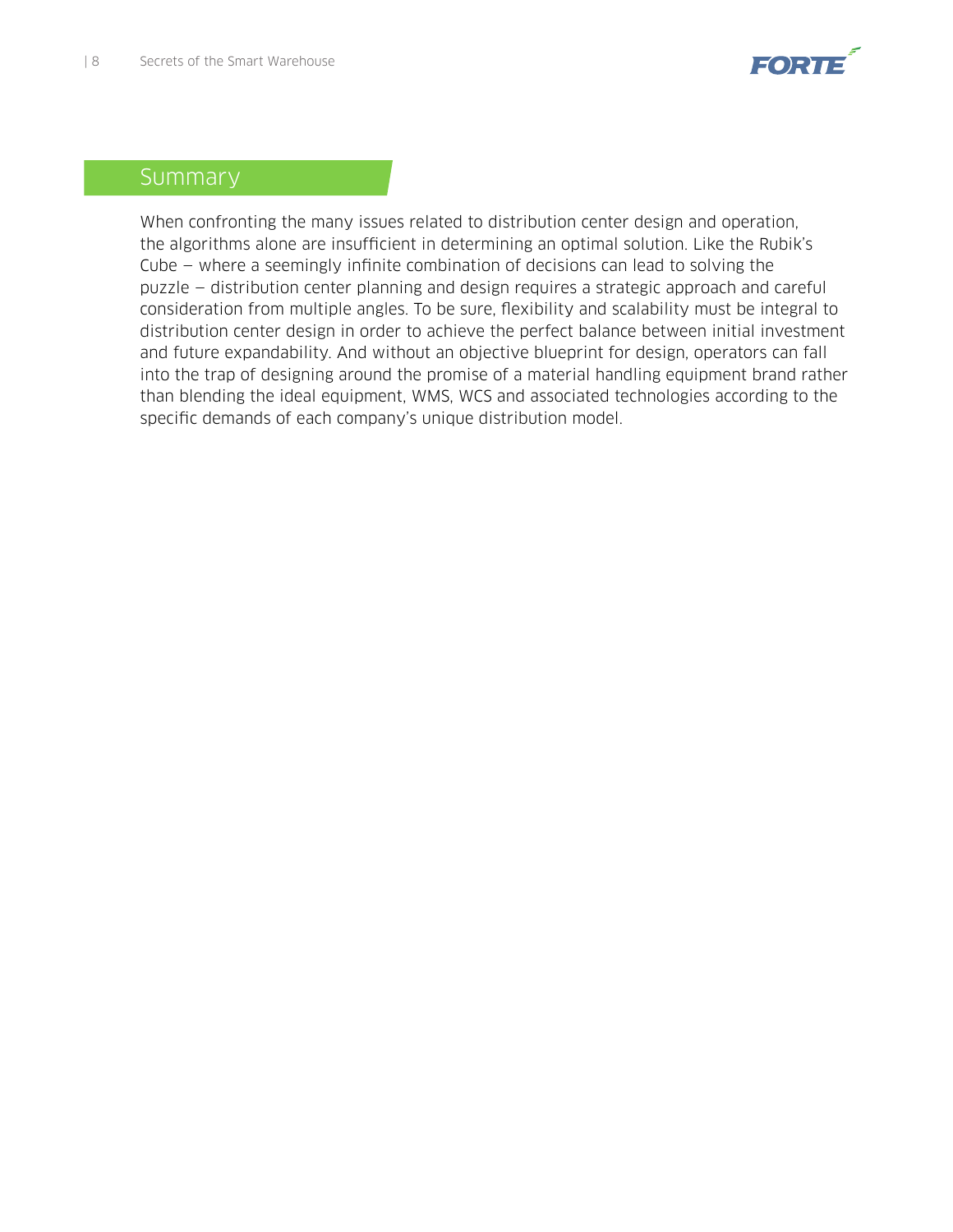## Summary

When confronting the many issues related to distribution center design and operation, the algorithms alone are insufficient in determining an optimal solution. Like the Rubik's Cube — where a seemingly infinite combination of decisions can lead to solving the puzzle — distribution center planning and design requires a strategic approach and careful consideration from multiple angles. To be sure, flexibility and scalability must be integral to distribution center design in order to achieve the perfect balance between initial investment and future expandability. And without an objective blueprint for design, operators can fall into the trap of designing around the promise of a material handling equipment brand rather than blending the ideal equipment, WMS, WCS and associated technologies according to the specific demands of each company's unique distribution model.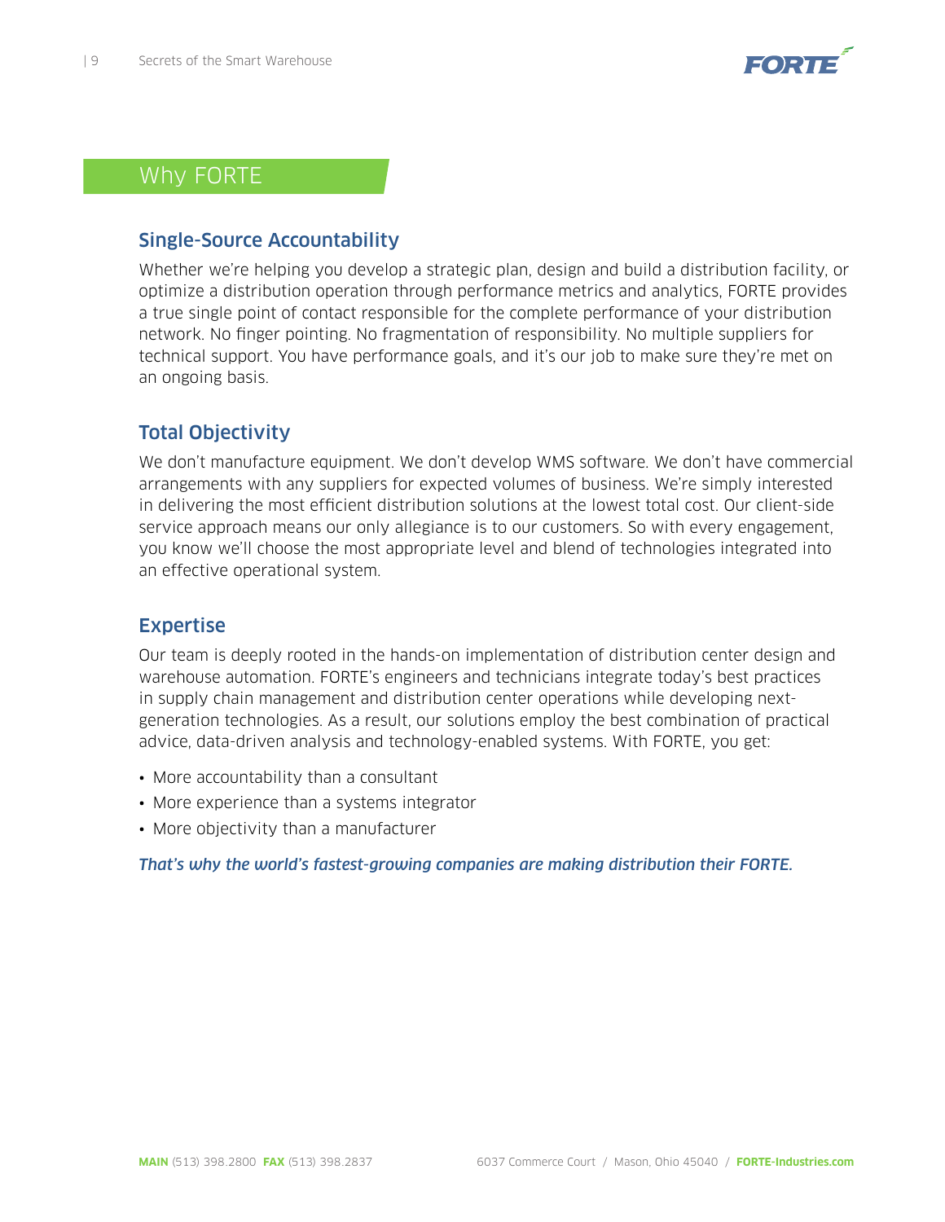## Why FORTE

### Single-Source Accountability

Whether we're helping you develop a strategic plan, design and build a distribution facility, or optimize a distribution operation through performance metrics and analytics, FORTE provides a true single point of contact responsible for the complete performance of your distribution network. No finger pointing. No fragmentation of responsibility. No multiple suppliers for technical support. You have performance goals, and it's our job to make sure they're met on an ongoing basis.

### Total Objectivity

We don't manufacture equipment. We don't develop WMS software. We don't have commercial arrangements with any suppliers for expected volumes of business. We're simply interested in delivering the most efficient distribution solutions at the lowest total cost. Our client-side service approach means our only allegiance is to our customers. So with every engagement, you know we'll choose the most appropriate level and blend of technologies integrated into an effective operational system.

### Expertise

Our team is deeply rooted in the hands-on implementation of distribution center design and warehouse automation. FORTE's engineers and technicians integrate today's best practices in supply chain management and distribution center operations while developing next-generation technologies. As a result, our solutions employ the best combination of practical advice, data-driven analysis and technology-enabled systems. With FORTE, you get:

- More accountability than a consultant
- More experience than a systems integrator
- More objectivity than a manufacturer

***That's why the world's fastest-growing companies are making distribution their FORTE.***

**MAIN** (513) 398.2800 **FAX** (513) 398.2837

6037 Commerce Court / Mason, Ohio 45040 / **FORTE-Industries.com**